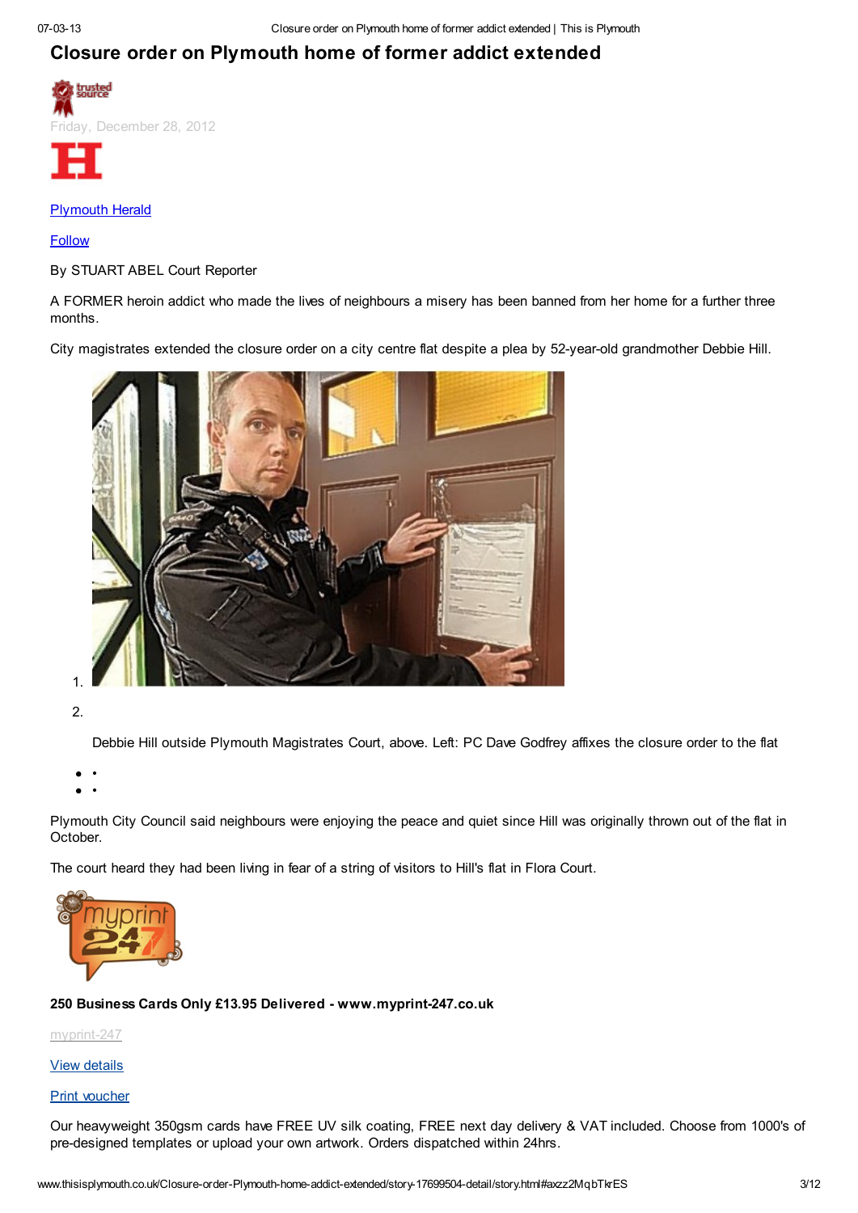# Closure order on Plymouth home of former addict extended

Friday, December 28, 2012

Plymouth Herald

Follow

By STUART ABEL Court Reporter

A FORMER heroin addict who made the lives of neighbours a misery has been banned from her home for a further three months.

City magistrates extended the closure order on a city centre flat despite a plea by 52-year-old grandmother Debbie Hill.

Debbie Hill outside Plymouth Magistrates Court, above. Left: PC Dave Godfrey affixes the closure order to the flat

Plymouth City Council said neighbours were enjoying the peace and quiet since Hill was originally thrown out of the flat in October.

The court heard they had been living in fear of a string of visitors to Hill's flat in Flora Court.

**250 Business Cards Only £13.95 Delivered - www.myprint-247.co.uk**

myprint-247

View details

Print voucher

Our heavyweight 350gsm cards have FREE UV silk coating, FREE next day delivery & VAT included. Choose from 1000's of pre-designed templates or upload your own artwork. Orders dispatched within 24hrs.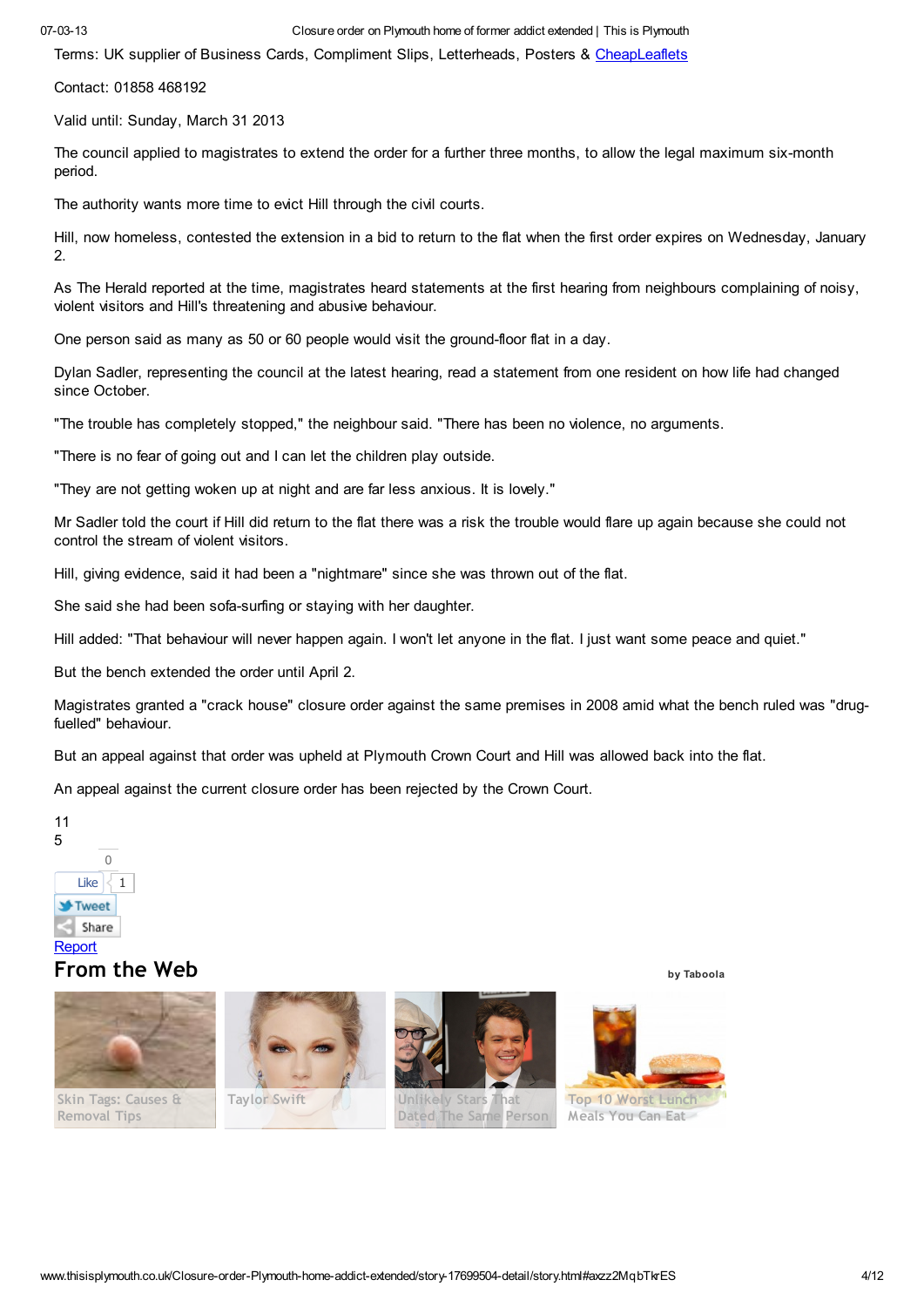Terms: UK supplier of Business Cards, Compliment Slips, Letterheads, Posters & [CheapLeaflets](#)

Contact: 01858 468192

Valid until: Sunday, March 31 2013

The council applied to magistrates to extend the order for a further three months, to allow the legal maximum six-month period.

The authority wants more time to evict Hill through the civil courts.

Hill, now homeless, contested the extension in a bid to return to the flat when the first order expires on Wednesday, January 2.

As The Herald reported at the time, magistrates heard statements at the first hearing from neighbours complaining of noisy, violent visitors and Hill's threatening and abusive behaviour.

One person said as many as 50 or 60 people would visit the ground-floor flat in a day.

Dylan Sadler, representing the council at the latest hearing, read a statement from one resident on how life had changed since October.

"The trouble has completely stopped," the neighbour said. "There has been no violence, no arguments.

"There is no fear of going out and I can let the children play outside.

"They are not getting woken up at night and are far less anxious. It is lovely."

Mr Sadler told the court if Hill did return to the flat there was a risk the trouble would flare up again because she could not control the stream of violent visitors.

Hill, giving evidence, said it had been a "nightmare" since she was thrown out of the flat.

She said she had been sofa-surfing or staying with her daughter.

Hill added: "That behaviour will never happen again. I won't let anyone in the flat. I just want some peace and quiet."

But the bench extended the order until April 2.

Magistrates granted a "crack house" closure order against the same premises in 2008 amid what the bench ruled was "drug-fuelled" behaviour.

But an appeal against that order was upheld at Plymouth Crown Court and Hill was allowed back into the flat.

An appeal against the current closure order has been rejected by the Crown Court.

11
5

0

Like 1

Tweet

Share

Report

## From the Web

by Taboola

Skin Tags: Causes & Removal Tips

Taylor Swift

Unlikely Stars That Dated The Same Person

Top 10 Worst Lunch Meals You Can Eat